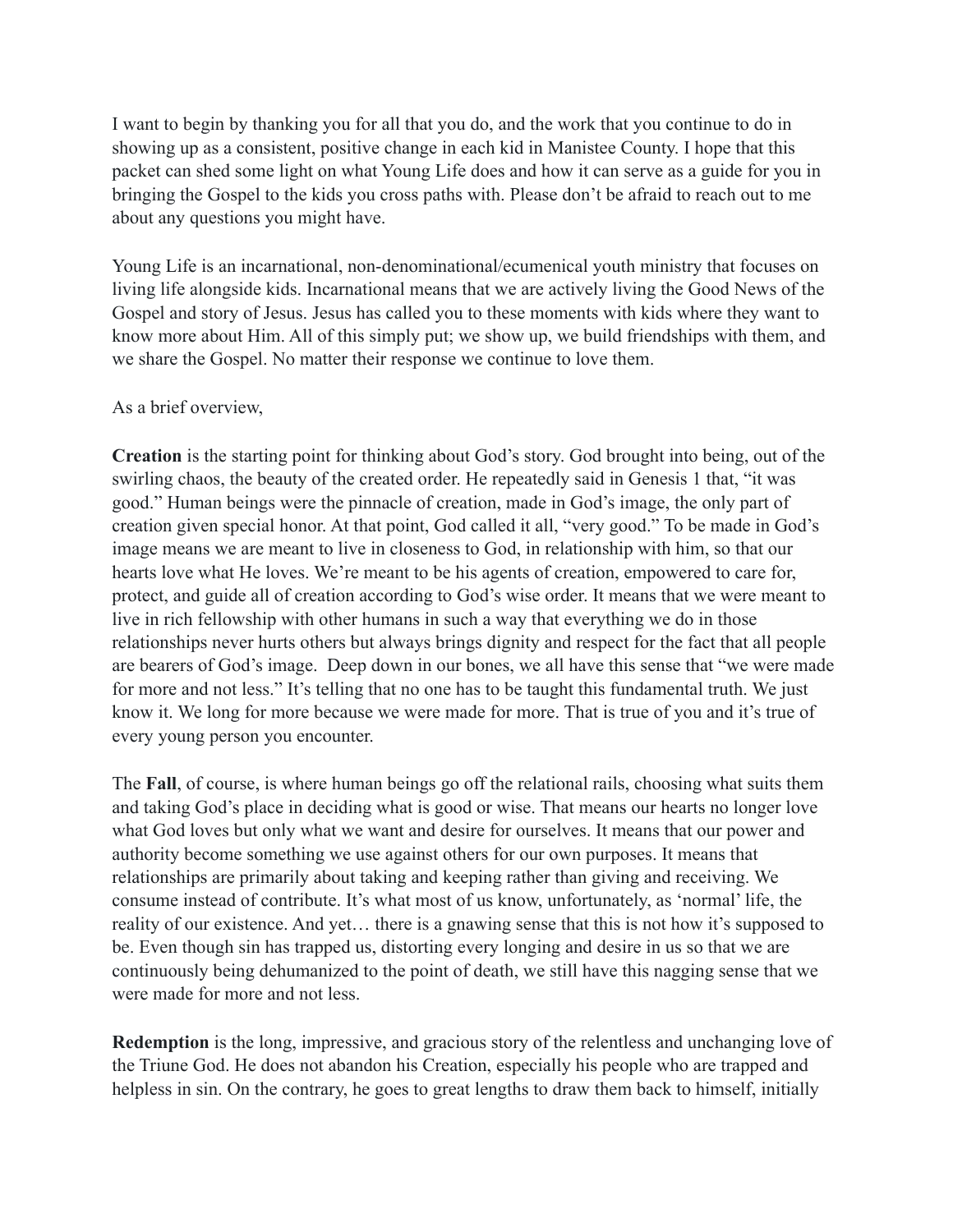I want to begin by thanking you for all that you do, and the work that you continue to do in showing up as a consistent, positive change in each kid in Manistee County. I hope that this packet can shed some light on what Young Life does and how it can serve as a guide for you in bringing the Gospel to the kids you cross paths with. Please don't be afraid to reach out to me about any questions you might have.

Young Life is an incarnational, non-denominational/ecumenical youth ministry that focuses on living life alongside kids. Incarnational means that we are actively living the Good News of the Gospel and story of Jesus. Jesus has called you to these moments with kids where they want to know more about Him. All of this simply put; we show up, we build friendships with them, and we share the Gospel. No matter their response we continue to love them.

As a brief overview,

**Creation** is the starting point for thinking about God's story. God brought into being, out of the swirling chaos, the beauty of the created order. He repeatedly said in Genesis 1 that, "it was good." Human beings were the pinnacle of creation, made in God's image, the only part of creation given special honor. At that point, God called it all, "very good." To be made in God's image means we are meant to live in closeness to God, in relationship with him, so that our hearts love what He loves. We're meant to be his agents of creation, empowered to care for, protect, and guide all of creation according to God's wise order. It means that we were meant to live in rich fellowship with other humans in such a way that everything we do in those relationships never hurts others but always brings dignity and respect for the fact that all people are bearers of God's image. Deep down in our bones, we all have this sense that "we were made for more and not less." It's telling that no one has to be taught this fundamental truth. We just know it. We long for more because we were made for more. That is true of you and it's true of every young person you encounter.

The **Fall**, of course, is where human beings go off the relational rails, choosing what suits them and taking God's place in deciding what is good or wise. That means our hearts no longer love what God loves but only what we want and desire for ourselves. It means that our power and authority become something we use against others for our own purposes. It means that relationships are primarily about taking and keeping rather than giving and receiving. We consume instead of contribute. It's what most of us know, unfortunately, as 'normal' life, the reality of our existence. And yet… there is a gnawing sense that this is not how it's supposed to be. Even though sin has trapped us, distorting every longing and desire in us so that we are continuously being dehumanized to the point of death, we still have this nagging sense that we were made for more and not less.

**Redemption** is the long, impressive, and gracious story of the relentless and unchanging love of the Triune God. He does not abandon his Creation, especially his people who are trapped and helpless in sin. On the contrary, he goes to great lengths to draw them back to himself, initially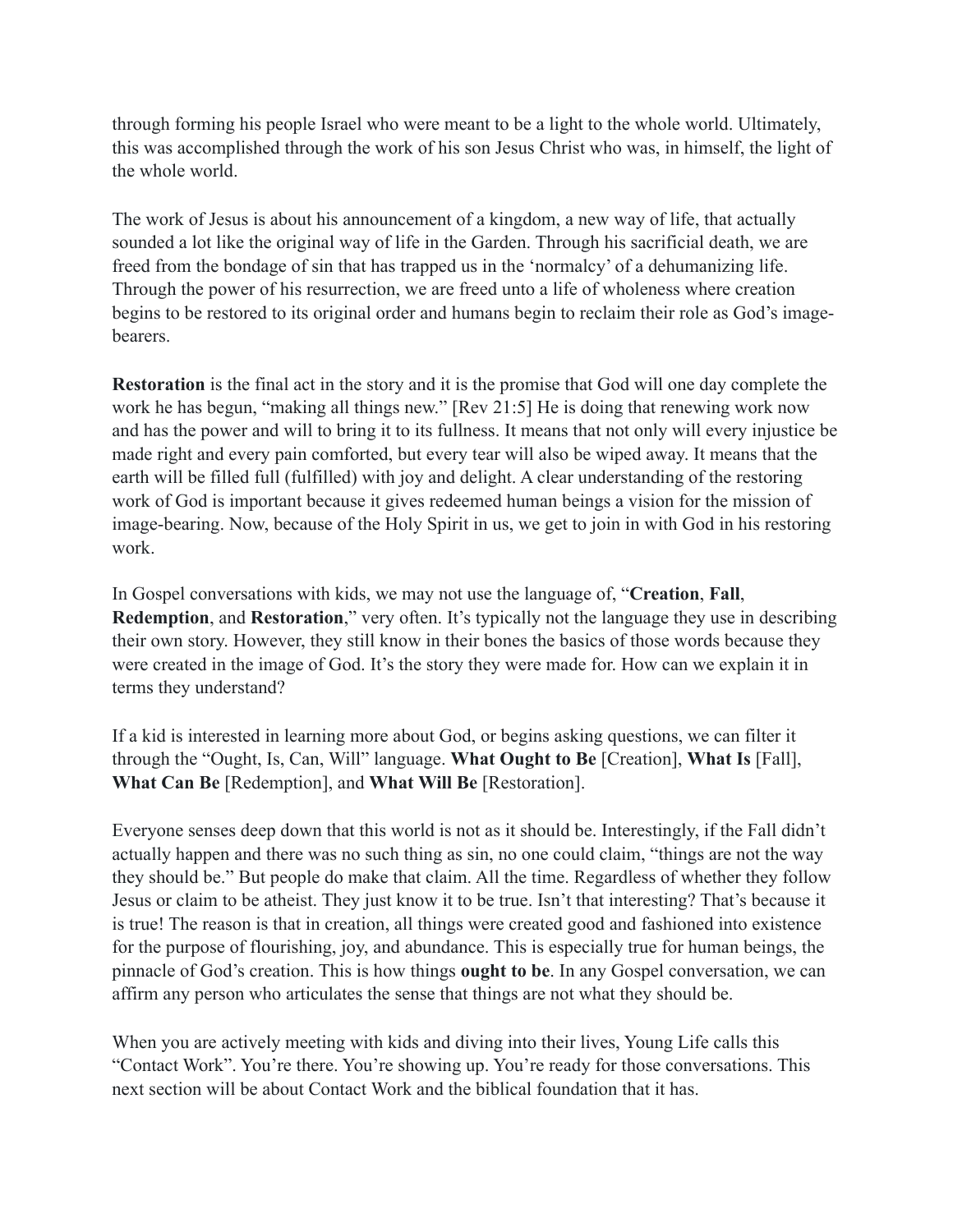through forming his people Israel who were meant to be a light to the whole world. Ultimately, this was accomplished through the work of his son Jesus Christ who was, in himself, the light of the whole world.

The work of Jesus is about his announcement of a kingdom, a new way of life, that actually sounded a lot like the original way of life in the Garden. Through his sacrificial death, we are freed from the bondage of sin that has trapped us in the 'normalcy' of a dehumanizing life. Through the power of his resurrection, we are freed unto a life of wholeness where creation begins to be restored to its original order and humans begin to reclaim their role as God's image-bearers.

**Restoration** is the final act in the story and it is the promise that God will one day complete the work he has begun, "making all things new." [Rev 21:5] He is doing that renewing work now and has the power and will to bring it to its fullness. It means that not only will every injustice be made right and every pain comforted, but every tear will also be wiped away. It means that the earth will be filled full (fulfilled) with joy and delight. A clear understanding of the restoring work of God is important because it gives redeemed human beings a vision for the mission of image-bearing. Now, because of the Holy Spirit in us, we get to join in with God in his restoring work.

In Gospel conversations with kids, we may not use the language of, "**Creation**, **Fall**, **Redemption**, and **Restoration**," very often. It's typically not the language they use in describing their own story. However, they still know in their bones the basics of those words because they were created in the image of God. It's the story they were made for. How can we explain it in terms they understand?

If a kid is interested in learning more about God, or begins asking questions, we can filter it through the "Ought, Is, Can, Will" language. **What Ought to Be** [Creation], **What Is** [Fall], **What Can Be** [Redemption], and **What Will Be** [Restoration].

Everyone senses deep down that this world is not as it should be. Interestingly, if the Fall didn't actually happen and there was no such thing as sin, no one could claim, "things are not the way they should be." But people do make that claim. All the time. Regardless of whether they follow Jesus or claim to be atheist. They just know it to be true. Isn't that interesting? That's because it is true! The reason is that in creation, all things were created good and fashioned into existence for the purpose of flourishing, joy, and abundance. This is especially true for human beings, the pinnacle of God's creation. This is how things **ought to be**. In any Gospel conversation, we can affirm any person who articulates the sense that things are not what they should be.

When you are actively meeting with kids and diving into their lives, Young Life calls this "Contact Work". You're there. You're showing up. You're ready for those conversations. This next section will be about Contact Work and the biblical foundation that it has.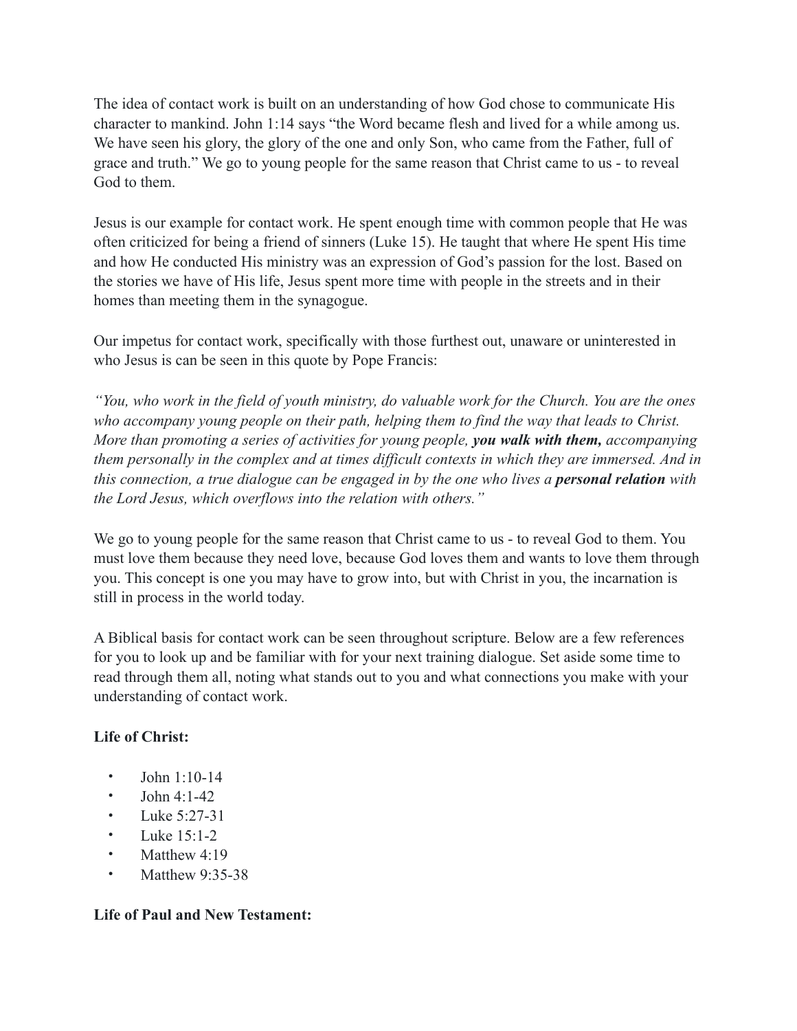The idea of contact work is built on an understanding of how God chose to communicate His character to mankind. John 1:14 says "the Word became flesh and lived for a while among us. We have seen his glory, the glory of the one and only Son, who came from the Father, full of grace and truth." We go to young people for the same reason that Christ came to us - to reveal God to them.

Jesus is our example for contact work. He spent enough time with common people that He was often criticized for being a friend of sinners (Luke 15). He taught that where He spent His time and how He conducted His ministry was an expression of God's passion for the lost. Based on the stories we have of His life, Jesus spent more time with people in the streets and in their homes than meeting them in the synagogue.

Our impetus for contact work, specifically with those furthest out, unaware or uninterested in who Jesus is can be seen in this quote by Pope Francis:

*"You, who work in the field of youth ministry, do valuable work for the Church. You are the ones who accompany young people on their path, helping them to find the way that leads to Christ. More than promoting a series of activities for young people,* ***you walk with them,*** *accompanying them personally in the complex and at times difficult contexts in which they are immersed. And in this connection, a true dialogue can be engaged in by the one who lives a* ***personal relation*** *with the Lord Jesus, which overflows into the relation with others."*

We go to young people for the same reason that Christ came to us - to reveal God to them. You must love them because they need love, because God loves them and wants to love them through you. This concept is one you may have to grow into, but with Christ in you, the incarnation is still in process in the world today.

A Biblical basis for contact work can be seen throughout scripture. Below are a few references for you to look up and be familiar with for your next training dialogue. Set aside some time to read through them all, noting what stands out to you and what connections you make with your understanding of contact work.

**Life of Christ:**

- John 1:10-14
- John 4:1-42
- Luke 5:27-31
- Luke 15:1-2
- Matthew 4:19
- Matthew 9:35-38

**Life of Paul and New Testament:**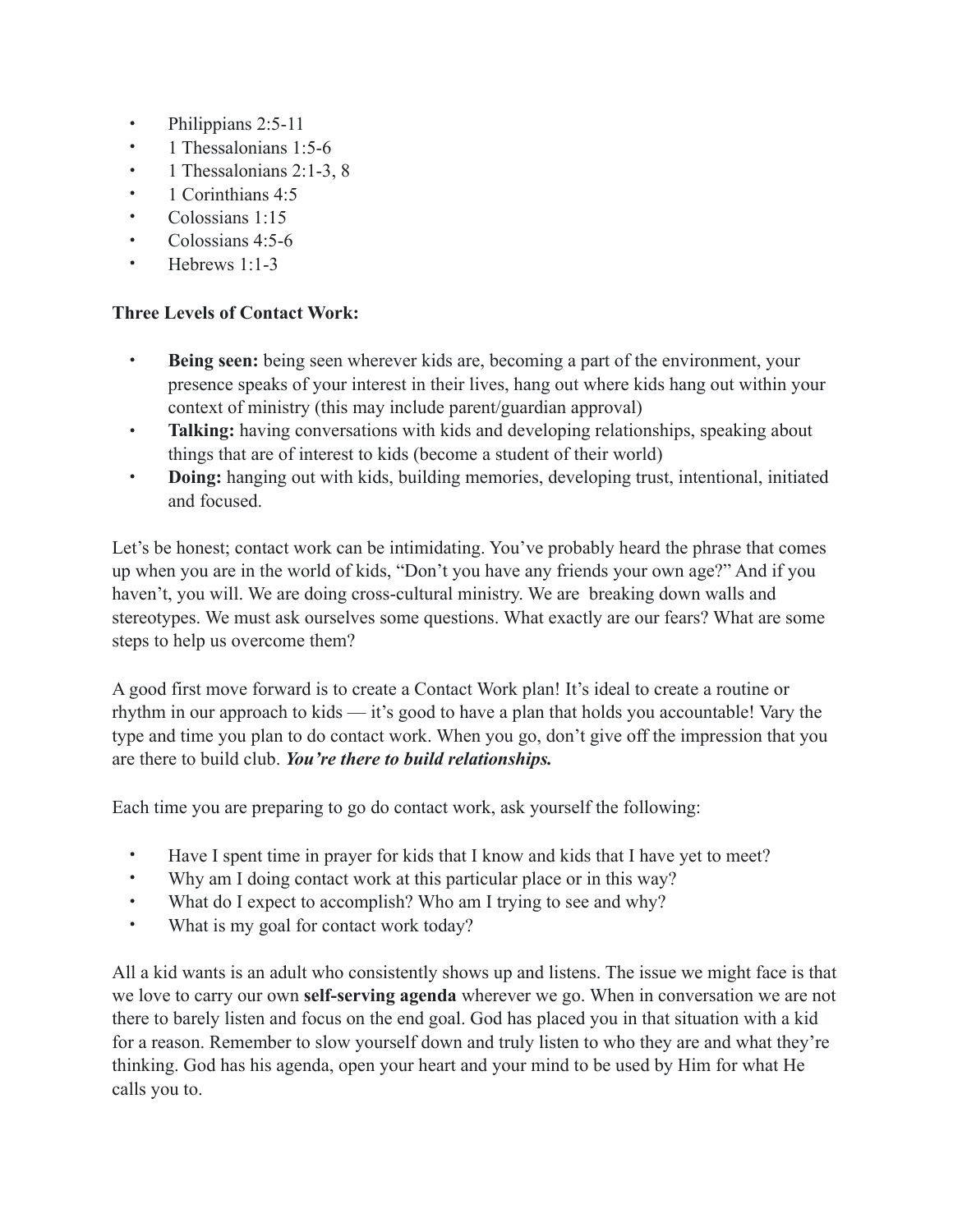- Philippians 2:5-11
- 1 Thessalonians 1:5-6
- 1 Thessalonians 2:1-3, 8
- 1 Corinthians 4:5
- Colossians 1:15
- Colossians 4:5-6
- Hebrews 1:1-3

**Three Levels of Contact Work:**

- **Being seen:** being seen wherever kids are, becoming a part of the environment, your presence speaks of your interest in their lives, hang out where kids hang out within your context of ministry (this may include parent/guardian approval)
- **Talking:** having conversations with kids and developing relationships, speaking about things that are of interest to kids (become a student of their world)
- **Doing:** hanging out with kids, building memories, developing trust, intentional, initiated and focused.

Let's be honest; contact work can be intimidating. You've probably heard the phrase that comes up when you are in the world of kids, "Don't you have any friends your own age?" And if you haven't, you will. We are doing cross-cultural ministry. We are breaking down walls and stereotypes. We must ask ourselves some questions. What exactly are our fears? What are some steps to help us overcome them?

A good first move forward is to create a Contact Work plan! It's ideal to create a routine or rhythm in our approach to kids — it's good to have a plan that holds you accountable! Vary the type and time you plan to do contact work. When you go, don't give off the impression that you are there to build club. ***You're there to build relationships.***

Each time you are preparing to go do contact work, ask yourself the following:

- Have I spent time in prayer for kids that I know and kids that I have yet to meet?
- Why am I doing contact work at this particular place or in this way?
- What do I expect to accomplish? Who am I trying to see and why?
- What is my goal for contact work today?

All a kid wants is an adult who consistently shows up and listens. The issue we might face is that we love to carry our own **self-serving agenda** wherever we go. When in conversation we are not there to barely listen and focus on the end goal. God has placed you in that situation with a kid for a reason. Remember to slow yourself down and truly listen to who they are and what they're thinking. God has his agenda, open your heart and your mind to be used by Him for what He calls you to.